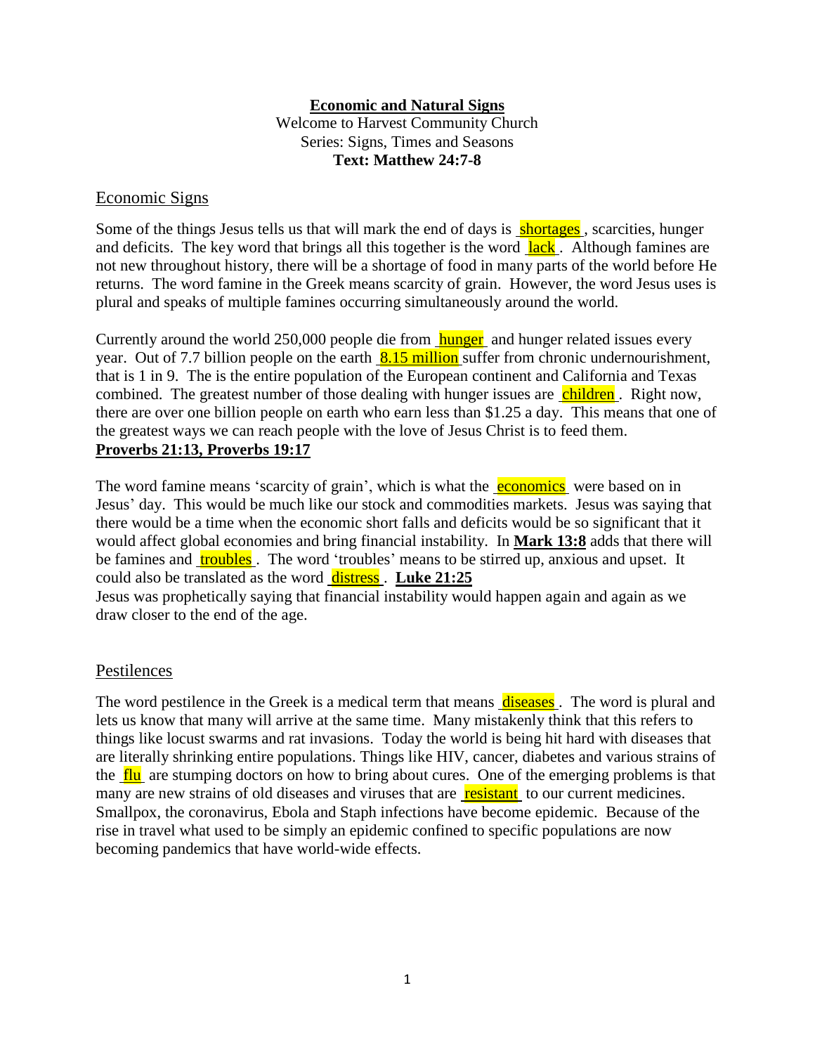**Economic and Natural Signs**

Welcome to Harvest Community Church

Series: Signs, Times and Seasons

**Text: Matthew 24:7-8**

## Economic Signs

Some of the things Jesus tells us that will mark the end of days is shortages, scarcities, hunger and deficits. The key word that brings all this together is the word lack. Although famines are not new throughout history, there will be a shortage of food in many parts of the world before He returns. The word famine in the Greek means scarcity of grain. However, the word Jesus uses is plural and speaks of multiple famines occurring simultaneously around the world.

Currently around the world 250,000 people die from hunger and hunger related issues every year. Out of 7.7 billion people on the earth 8.15 million suffer from chronic undernourishment, that is 1 in 9. The is the entire population of the European continent and California and Texas combined. The greatest number of those dealing with hunger issues are children. Right now, there are over one billion people on earth who earn less than $1.25 a day. This means that one of the greatest ways we can reach people with the love of Jesus Christ is to feed them.

**Proverbs 21:13, Proverbs 19:17**

The word famine means 'scarcity of grain', which is what the economics were based on in Jesus' day. This would be much like our stock and commodities markets. Jesus was saying that there would be a time when the economic short falls and deficits would be so significant that it would affect global economies and bring financial instability. In **Mark 13:8** adds that there will be famines and troubles. The word 'troubles' means to be stirred up, anxious and upset. It could also be translated as the word distress. **Luke 21:25**

Jesus was prophetically saying that financial instability would happen again and again as we draw closer to the end of the age.

## Pestilences

The word pestilence in the Greek is a medical term that means diseases. The word is plural and lets us know that many will arrive at the same time. Many mistakenly think that this refers to things like locust swarms and rat invasions. Today the world is being hit hard with diseases that are literally shrinking entire populations. Things like HIV, cancer, diabetes and various strains of the flu are stumping doctors on how to bring about cures. One of the emerging problems is that many are new strains of old diseases and viruses that are resistant to our current medicines. Smallpox, the coronavirus, Ebola and Staph infections have become epidemic. Because of the rise in travel what used to be simply an epidemic confined to specific populations are now becoming pandemics that have world-wide effects.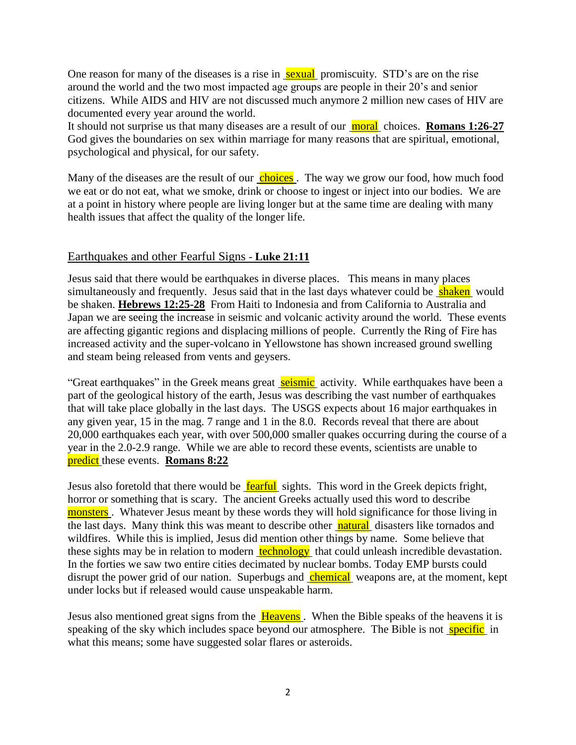One reason for many of the diseases is a rise in sexual promiscuity. STD's are on the rise around the world and the two most impacted age groups are people in their 20's and senior citizens. While AIDS and HIV are not discussed much anymore 2 million new cases of HIV are documented every year around the world.
It should not surprise us that many diseases are a result of our moral choices. **Romans 1:26-27** God gives the boundaries on sex within marriage for many reasons that are spiritual, emotional, psychological and physical, for our safety.

Many of the diseases are the result of our choices. The way we grow our food, how much food we eat or do not eat, what we smoke, drink or choose to ingest or inject into our bodies. We are at a point in history where people are living longer but at the same time are dealing with many health issues that affect the quality of the longer life.

## Earthquakes and other Fearful Signs - **Luke 21:11**

Jesus said that there would be earthquakes in diverse places. This means in many places simultaneously and frequently. Jesus said that in the last days whatever could be shaken would be shaken. **Hebrews 12:25-28** From Haiti to Indonesia and from California to Australia and Japan we are seeing the increase in seismic and volcanic activity around the world. These events are affecting gigantic regions and displacing millions of people. Currently the Ring of Fire has increased activity and the super-volcano in Yellowstone has shown increased ground swelling and steam being released from vents and geysers.

"Great earthquakes" in the Greek means great seismic activity. While earthquakes have been a part of the geological history of the earth, Jesus was describing the vast number of earthquakes that will take place globally in the last days. The USGS expects about 16 major earthquakes in any given year, 15 in the mag. 7 range and 1 in the 8.0. Records reveal that there are about 20,000 earthquakes each year, with over 500,000 smaller quakes occurring during the course of a year in the 2.0-2.9 range. While we are able to record these events, scientists are unable to predict these events. **Romans 8:22**

Jesus also foretold that there would be fearful sights. This word in the Greek depicts fright, horror or something that is scary. The ancient Greeks actually used this word to describe monsters. Whatever Jesus meant by these words they will hold significance for those living in the last days. Many think this was meant to describe other natural disasters like tornados and wildfires. While this is implied, Jesus did mention other things by name. Some believe that these sights may be in relation to modern technology that could unleash incredible devastation. In the forties we saw two entire cities decimated by nuclear bombs. Today EMP bursts could disrupt the power grid of our nation. Superbugs and chemical weapons are, at the moment, kept under locks but if released would cause unspeakable harm.

Jesus also mentioned great signs from the Heavens. When the Bible speaks of the heavens it is speaking of the sky which includes space beyond our atmosphere. The Bible is not specific in what this means; some have suggested solar flares or asteroids.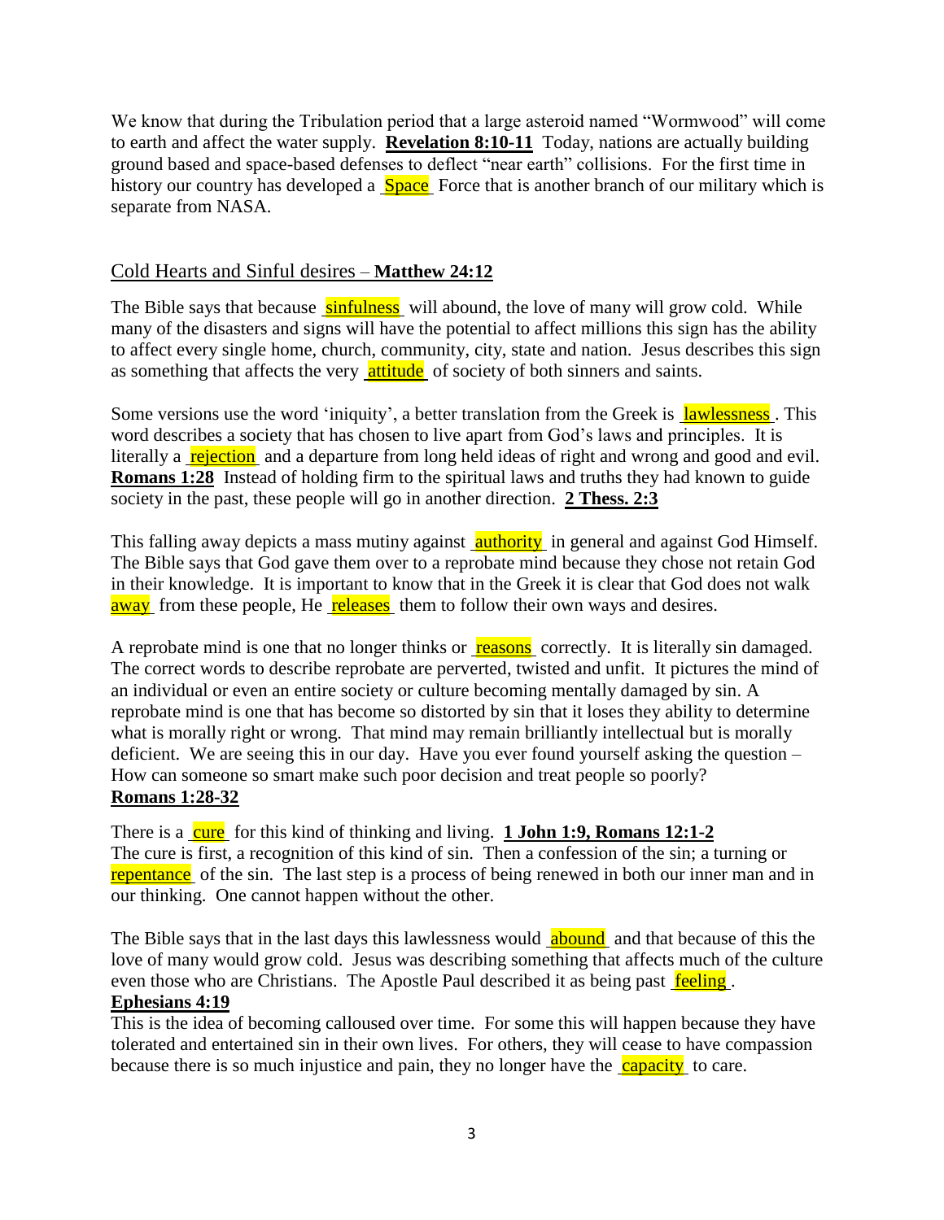We know that during the Tribulation period that a large asteroid named "Wormwood" will come to earth and affect the water supply. **Revelation 8:10-11** Today, nations are actually building ground based and space-based defenses to deflect "near earth" collisions. For the first time in history our country has developed a Space Force that is another branch of our military which is separate from NASA.

## Cold Hearts and Sinful desires – **Matthew 24:12**

The Bible says that because sinfulness will abound, the love of many will grow cold. While many of the disasters and signs will have the potential to affect millions this sign has the ability to affect every single home, church, community, city, state and nation. Jesus describes this sign as something that affects the very attitude of society of both sinners and saints.

Some versions use the word 'iniquity', a better translation from the Greek is lawlessness. This word describes a society that has chosen to live apart from God's laws and principles. It is literally a rejection and a departure from long held ideas of right and wrong and good and evil. **Romans 1:28** Instead of holding firm to the spiritual laws and truths they had known to guide society in the past, these people will go in another direction. **2 Thess. 2:3**

This falling away depicts a mass mutiny against authority in general and against God Himself. The Bible says that God gave them over to a reprobate mind because they chose not retain God in their knowledge. It is important to know that in the Greek it is clear that God does not walk away from these people, He releases them to follow their own ways and desires.

A reprobate mind is one that no longer thinks or reasons correctly. It is literally sin damaged. The correct words to describe reprobate are perverted, twisted and unfit. It pictures the mind of an individual or even an entire society or culture becoming mentally damaged by sin. A reprobate mind is one that has become so distorted by sin that it loses they ability to determine what is morally right or wrong. That mind may remain brilliantly intellectual but is morally deficient. We are seeing this in our day. Have you ever found yourself asking the question – How can someone so smart make such poor decision and treat people so poorly?
**Romans 1:28-32**

There is a cure for this kind of thinking and living. **1 John 1:9, Romans 12:1-2**
The cure is first, a recognition of this kind of sin. Then a confession of the sin; a turning or repentance of the sin. The last step is a process of being renewed in both our inner man and in our thinking. One cannot happen without the other.

The Bible says that in the last days this lawlessness would abound and that because of this the love of many would grow cold. Jesus was describing something that affects much of the culture even those who are Christians. The Apostle Paul described it as being past feeling.
**Ephesians 4:19**
This is the idea of becoming calloused over time. For some this will happen because they have tolerated and entertained sin in their own lives. For others, they will cease to have compassion because there is so much injustice and pain, they no longer have the capacity to care.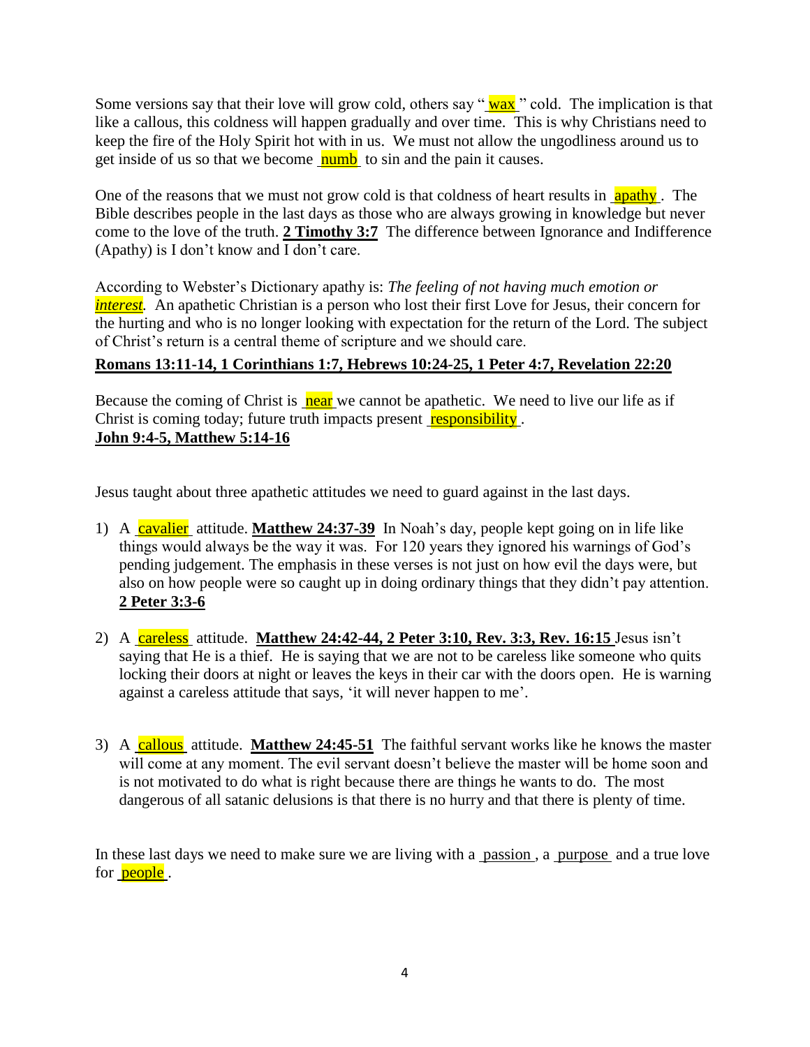Some versions say that their love will grow cold, others say "wax" cold. The implication is that like a callous, this coldness will happen gradually and over time. This is why Christians need to keep the fire of the Holy Spirit hot with in us. We must not allow the ungodliness around us to get inside of us so that we become numb to sin and the pain it causes.

One of the reasons that we must not grow cold is that coldness of heart results in apathy. The Bible describes people in the last days as those who are always growing in knowledge but never come to the love of the truth. **2 Timothy 3:7** The difference between Ignorance and Indifference (Apathy) is I don't know and I don't care.

According to Webster's Dictionary apathy is: *The feeling of not having much emotion or interest.* An apathetic Christian is a person who lost their first Love for Jesus, their concern for the hurting and who is no longer looking with expectation for the return of the Lord. The subject of Christ's return is a central theme of scripture and we should care.

**Romans 13:11-14, 1 Corinthians 1:7, Hebrews 10:24-25, 1 Peter 4:7, Revelation 22:20**

Because the coming of Christ is near we cannot be apathetic. We need to live our life as if Christ is coming today; future truth impacts present responsibility.
**John 9:4-5, Matthew 5:14-16**

Jesus taught about three apathetic attitudes we need to guard against in the last days.

1) A cavalier attitude. **Matthew 24:37-39** In Noah's day, people kept going on in life like things would always be the way it was. For 120 years they ignored his warnings of God's pending judgement. The emphasis in these verses is not just on how evil the days were, but also on how people were so caught up in doing ordinary things that they didn't pay attention. **2 Peter 3:3-6**

2) A careless attitude. **Matthew 24:42-44, 2 Peter 3:10, Rev. 3:3, Rev. 16:15** Jesus isn't saying that He is a thief. He is saying that we are not to be careless like someone who quits locking their doors at night or leaves the keys in their car with the doors open. He is warning against a careless attitude that says, 'it will never happen to me'.

3) A callous attitude. **Matthew 24:45-51** The faithful servant works like he knows the master will come at any moment. The evil servant doesn't believe the master will be home soon and is not motivated to do what is right because there are things he wants to do. The most dangerous of all satanic delusions is that there is no hurry and that there is plenty of time.

In these last days we need to make sure we are living with a passion, a purpose and a true love for people.